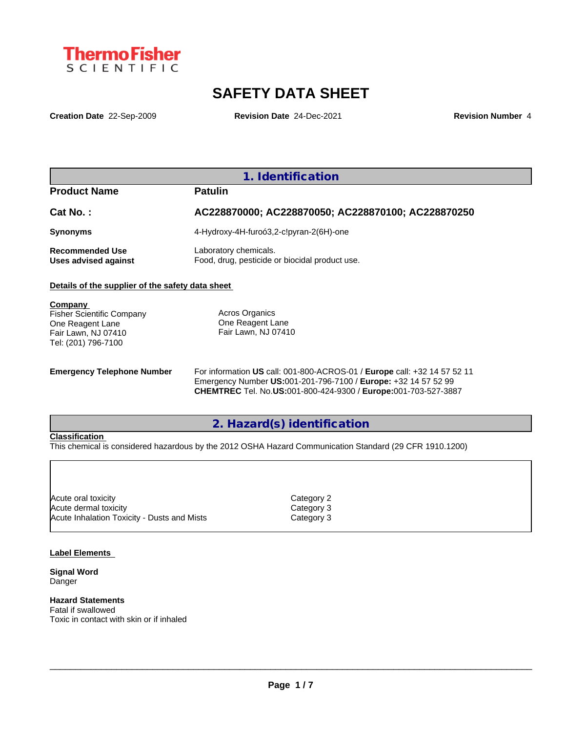ThermoFisher SCIENTIFIC

# SAFETY DATA SHEET

**Creation Date** 22-Sep-2009 **Revision Date** 24-Dec-2021 **Revision Number** 4

## 1. Identification

| | |
|---|---|
| **Product Name** | **Patulin** |
| **Cat No. :** | **AC228870000; AC228870050; AC228870100; AC228870250** |
| **Synonyms** | 4-Hydroxy-4H-furoó3,2-c!pyran-2(6H)-one |
| **Recommended Use** | Laboratory chemicals. |
| **Uses advised against** | Food, drug, pesticide or biocidal product use. |

**Details of the supplier of the safety data sheet**

**Company**
Fisher Scientific Company
One Reagent Lane
Fair Lawn, NJ 07410
Tel: (201) 796-7100

Acros Organics
One Reagent Lane
Fair Lawn, NJ 07410

**Emergency Telephone Number**
For information **US** call: 001-800-ACROS-01 / **Europe** call: +32 14 57 52 11
Emergency Number **US:**001-201-796-7100 / **Europe:** +32 14 57 52 99
**CHEMTREC** Tel. No.**US:**001-800-424-9300 / **Europe:**001-703-527-3887

## 2. Hazard(s) identification

**Classification**
This chemical is considered hazardous by the 2012 OSHA Hazard Communication Standard (29 CFR 1910.1200)

| | |
|---|---|
| Acute oral toxicity | Category 2 |
| Acute dermal toxicity | Category 3 |
| Acute Inhalation Toxicity - Dusts and Mists | Category 3 |

**Label Elements**

**Signal Word**
Danger

**Hazard Statements**
Fatal if swallowed
Toxic in contact with skin or if inhaled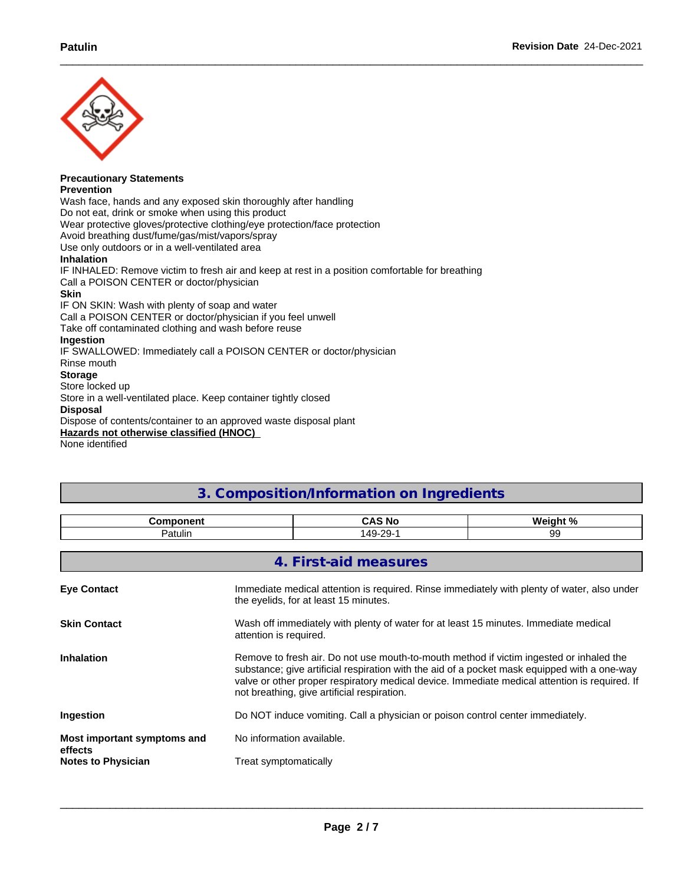**Precautionary Statements**

**Prevention**

Wash face, hands and any exposed skin thoroughly after handling
Do not eat, drink or smoke when using this product
Wear protective gloves/protective clothing/eye protection/face protection
Avoid breathing dust/fume/gas/mist/vapors/spray
Use only outdoors or in a well-ventilated area

**Inhalation**

IF INHALED: Remove victim to fresh air and keep at rest in a position comfortable for breathing
Call a POISON CENTER or doctor/physician

**Skin**

IF ON SKIN: Wash with plenty of soap and water
Call a POISON CENTER or doctor/physician if you feel unwell
Take off contaminated clothing and wash before reuse

**Ingestion**

IF SWALLOWED: Immediately call a POISON CENTER or doctor/physician
Rinse mouth

**Storage**

Store locked up
Store in a well-ventilated place. Keep container tightly closed

**Disposal**

Dispose of contents/container to an approved waste disposal plant

**Hazards not otherwise classified (HNOC)**

None identified

## 3. Composition/Information on Ingredients

| Component | CAS No | Weight % |
|---|---|---|
| Patulin | 149-29-1 | 99 |

## 4. First-aid measures

**Eye Contact**
Immediate medical attention is required. Rinse immediately with plenty of water, also under the eyelids, for at least 15 minutes.

**Skin Contact**
Wash off immediately with plenty of water for at least 15 minutes. Immediate medical attention is required.

**Inhalation**
Remove to fresh air. Do not use mouth-to-mouth method if victim ingested or inhaled the substance; give artificial respiration with the aid of a pocket mask equipped with a one-way valve or other proper respiratory medical device. Immediate medical attention is required. If not breathing, give artificial respiration.

**Ingestion**
Do NOT induce vomiting. Call a physician or poison control center immediately.

**Most important symptoms and effects**
No information available.

**Notes to Physician**
Treat symptomatically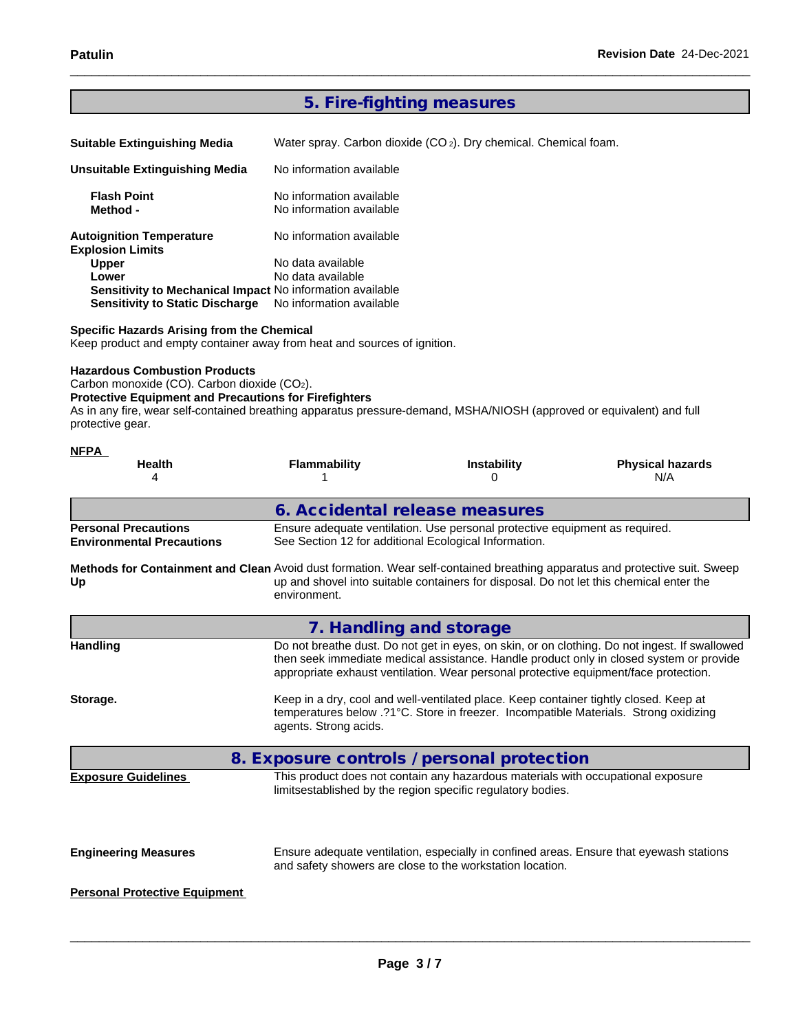## 5. Fire-fighting measures

**Suitable Extinguishing Media** Water spray. Carbon dioxide ($CO_2$). Dry chemical. Chemical foam.

**Unsuitable Extinguishing Media** No information available

**Flash Point** No information available
**Method -** No information available

**Autoignition Temperature** No information available
**Explosion Limits**
**Upper** No data available
**Lower** No data available
**Sensitivity to Mechanical Impact** No information available
**Sensitivity to Static Discharge** No information available

**Specific Hazards Arising from the Chemical**
Keep product and empty container away from heat and sources of ignition.

**Hazardous Combustion Products**
Carbon monoxide (CO). Carbon dioxide ($CO_2$).
**Protective Equipment and Precautions for Firefighters**
As in any fire, wear self-contained breathing apparatus pressure-demand, MSHA/NIOSH (approved or equivalent) and full protective gear.

**NFPA**

| Health | Flammability | Instability | Physical hazards |
|---|---|---|---|
| 4 | 1 | 0 | N/A |

## 6. Accidental release measures

**Personal Precautions** Ensure adequate ventilation. Use personal protective equipment as required.
**Environmental Precautions** See Section 12 for additional Ecological Information.

**Methods for Containment and Clean Up** Avoid dust formation. Wear self-contained breathing apparatus and protective suit. Sweep up and shovel into suitable containers for disposal. Do not let this chemical enter the environment.

## 7. Handling and storage

**Handling** Do not breathe dust. Do not get in eyes, on skin, or on clothing. Do not ingest. If swallowed then seek immediate medical assistance. Handle product only in closed system or provide appropriate exhaust ventilation. Wear personal protective equipment/face protection.

**Storage.** Keep in a dry, cool and well-ventilated place. Keep container tightly closed. Keep at temperatures below .?1°C. Store in freezer. Incompatible Materials. Strong oxidizing agents. Strong acids.

## 8. Exposure controls / personal protection

**Exposure Guidelines** This product does not contain any hazardous materials with occupational exposure limitsestablished by the region specific regulatory bodies.

**Engineering Measures** Ensure adequate ventilation, especially in confined areas. Ensure that eyewash stations and safety showers are close to the workstation location.

**Personal Protective Equipment**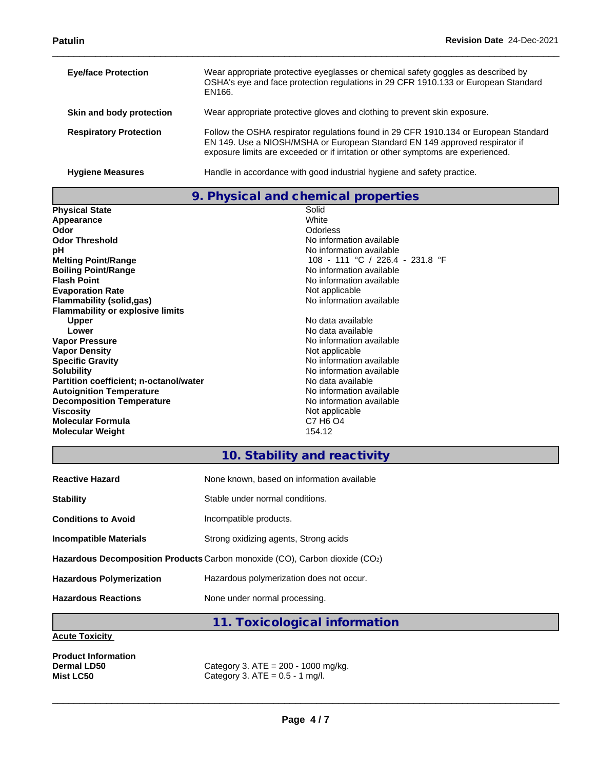| | |
|---|---|
| **Eye/face Protection** | Wear appropriate protective eyeglasses or chemical safety goggles as described by OSHA's eye and face protection regulations in 29 CFR 1910.133 or European Standard EN166. |
| **Skin and body protection** | Wear appropriate protective gloves and clothing to prevent skin exposure. |
| **Respiratory Protection** | Follow the OSHA respirator regulations found in 29 CFR 1910.134 or European Standard EN 149. Use a NIOSH/MSHA or European Standard EN 149 approved respirator if exposure limits are exceeded or if irritation or other symptoms are experienced. |
| **Hygiene Measures** | Handle in accordance with good industrial hygiene and safety practice. |

## 9. Physical and chemical properties

| | |
|---|---|
| **Physical State** | Solid |
| **Appearance** | White |
| **Odor** | Odorless |
| **Odor Threshold** | No information available |
| **pH** | No information available |
| **Melting Point/Range** | 108 - 111 °C / 226.4 - 231.8 °F |
| **Boiling Point/Range** | No information available |
| **Flash Point** | No information available |
| **Evaporation Rate** | Not applicable |
| **Flammability (solid,gas)** | No information available |
| **Flammability or explosive limits** | |
| **Upper** | No data available |
| **Lower** | No data available |
| **Vapor Pressure** | No information available |
| **Vapor Density** | Not applicable |
| **Specific Gravity** | No information available |
| **Solubility** | No information available |
| **Partition coefficient; n-octanol/water** | No data available |
| **Autoignition Temperature** | No information available |
| **Decomposition Temperature** | No information available |
| **Viscosity** | Not applicable |
| **Molecular Formula** | C7 H6 O4 |
| **Molecular Weight** | 154.12 |

## 10. Stability and reactivity

| | |
|---|---|
| **Reactive Hazard** | None known, based on information available |
| **Stability** | Stable under normal conditions. |
| **Conditions to Avoid** | Incompatible products. |
| **Incompatible Materials** | Strong oxidizing agents, Strong acids |
| **Hazardous Decomposition Products** | Carbon monoxide (CO), Carbon dioxide ($CO_2$) |
| **Hazardous Polymerization** | Hazardous polymerization does not occur. |
| **Hazardous Reactions** | None under normal processing. |

## 11. Toxicological information

**Acute Toxicity**

**Product Information**

| | |
|---|---|
| **Dermal LD50** | Category 3. ATE = 200 - 1000 mg/kg. |
| **Mist LC50** | Category 3. ATE = 0.5 - 1 mg/l. |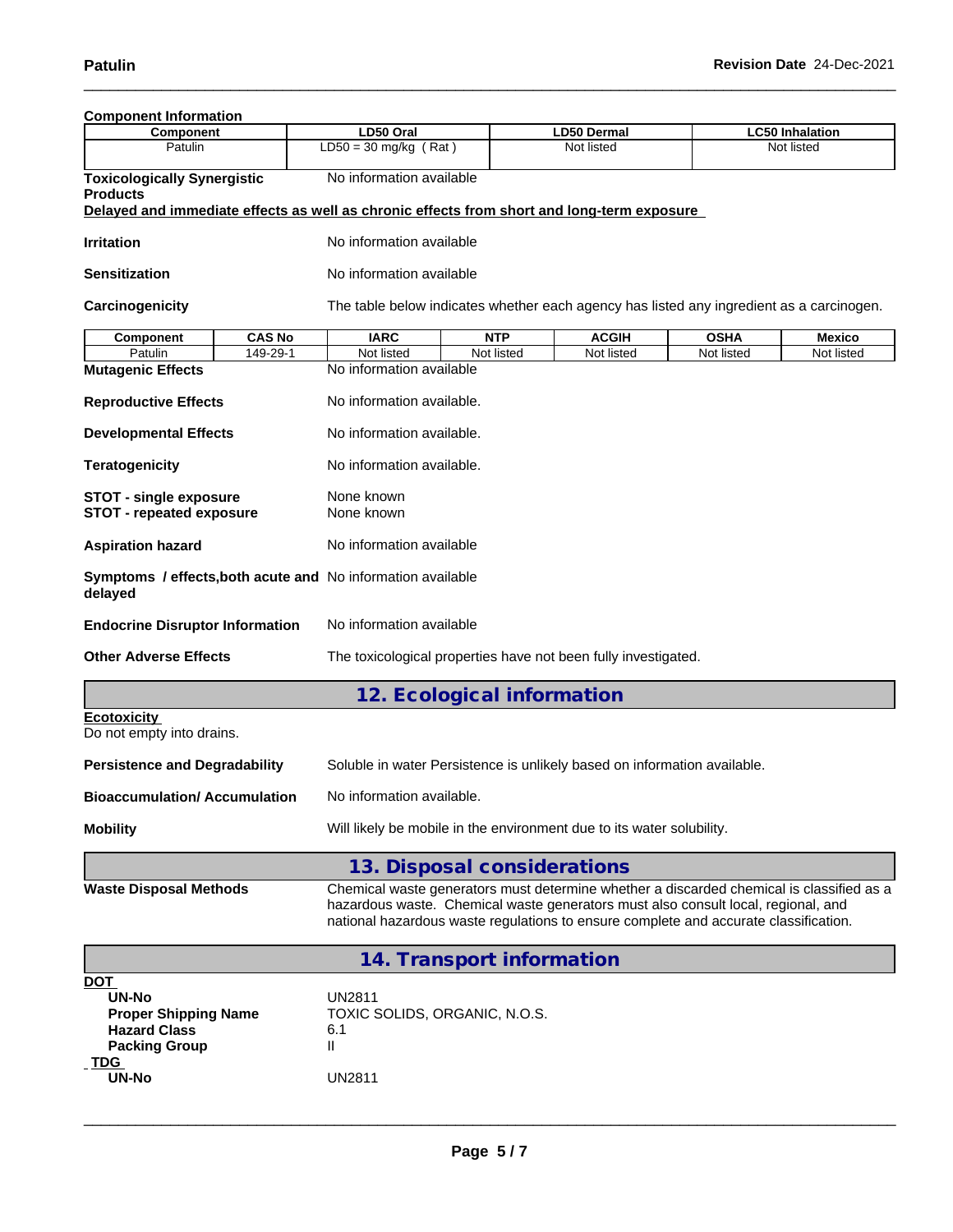**Component Information**

| Component | LD50 Oral | LD50 Dermal | LC50 Inhalation |
| --- | --- | --- | --- |
| Patulin | LD50 = 30 mg/kg ( Rat ) | Not listed | Not listed |

**Toxicologically Synergistic Products** No information available

**Delayed and immediate effects as well as chronic effects from short and long-term exposure**

**Irritation** No information available

**Sensitization** No information available

**Carcinogenicity** The table below indicates whether each agency has listed any ingredient as a carcinogen.

| Component | CAS No | IARC | NTP | ACGIH | OSHA | Mexico |
| --- | --- | --- | --- | --- | --- | --- |
| Patulin | 149-29-1 | Not listed | Not listed | Not listed | Not listed | Not listed |

**Mutagenic Effects** No information available

**Reproductive Effects** No information available.

**Developmental Effects** No information available.

**Teratogenicity** No information available.

**STOT - single exposure** None known
**STOT - repeated exposure** None known

**Aspiration hazard** No information available

**Symptoms / effects,both acute and delayed** No information available

**Endocrine Disruptor Information** No information available

**Other Adverse Effects** The toxicological properties have not been fully investigated.

## 12. Ecological information

**Ecotoxicity**
Do not empty into drains.

**Persistence and Degradability** Soluble in water Persistence is unlikely based on information available.

**Bioaccumulation/ Accumulation** No information available.

**Mobility** Will likely be mobile in the environment due to its water solubility.

## 13. Disposal considerations

**Waste Disposal Methods** Chemical waste generators must determine whether a discarded chemical is classified as a hazardous waste. Chemical waste generators must also consult local, regional, and national hazardous waste regulations to ensure complete and accurate classification.

## 14. Transport information

**DOT**

**UN-No** UN2811
**Proper Shipping Name** TOXIC SOLIDS, ORGANIC, N.O.S.
**Hazard Class** 6.1
**Packing Group** II

**TDG**

**UN-No** UN2811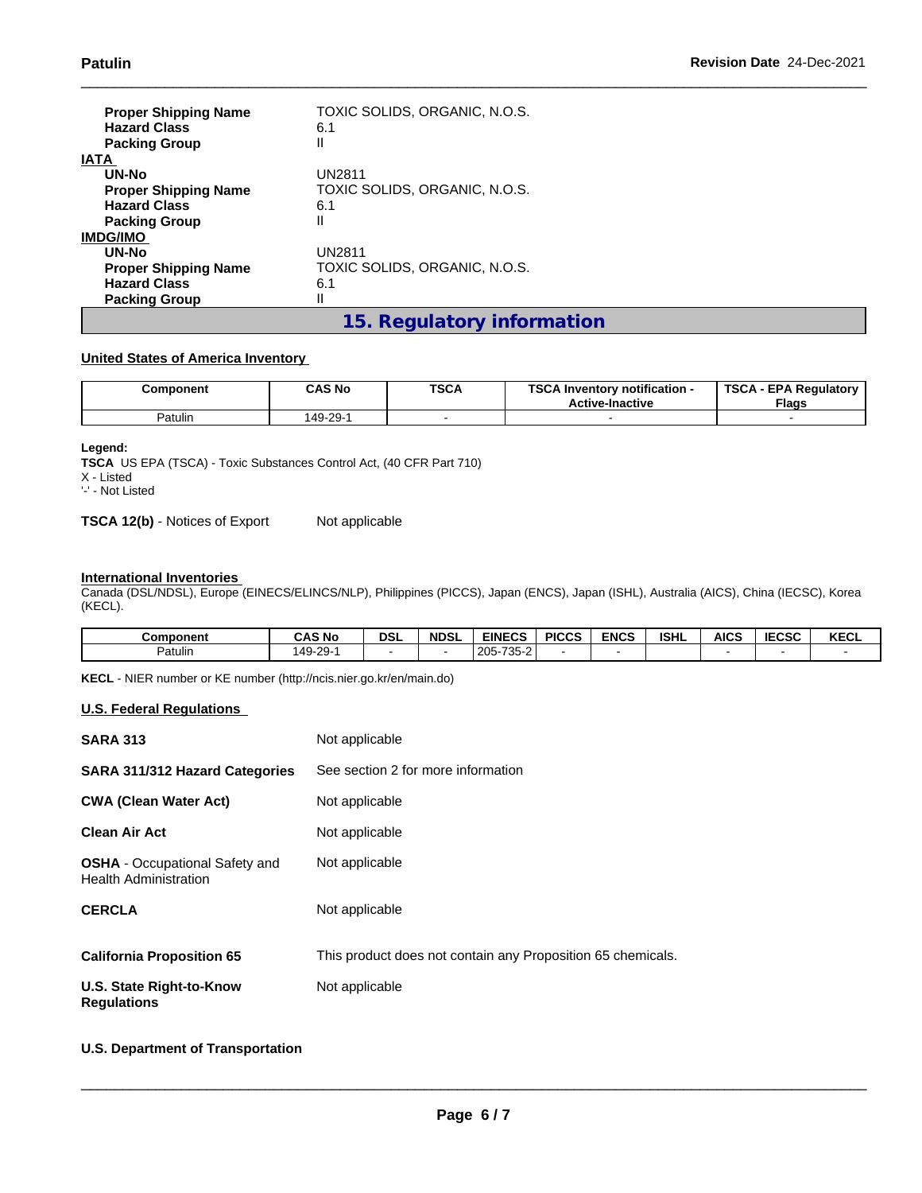| | |
|---|---|
| **Proper Shipping Name** | TOXIC SOLIDS, ORGANIC, N.O.S. |
| **Hazard Class** | 6.1 |
| **Packing Group** | II |

**IATA**

| | |
|---|---|
| **UN-No** | UN2811 |
| **Proper Shipping Name** | TOXIC SOLIDS, ORGANIC, N.O.S. |
| **Hazard Class** | 6.1 |
| **Packing Group** | II |

**IMDG/IMO**

| | |
|---|---|
| **UN-No** | UN2811 |
| **Proper Shipping Name** | TOXIC SOLIDS, ORGANIC, N.O.S. |
| **Hazard Class** | 6.1 |
| **Packing Group** | II |

## 15. Regulatory information

**United States of America Inventory**

| Component | CAS No | TSCA | TSCA Inventory notification - Active-Inactive | TSCA - EPA Regulatory Flags |
|---|---|---|---|---|
| Patulin | 149-29-1 | - | - | - |

**Legend:**
**TSCA** US EPA (TSCA) - Toxic Substances Control Act, (40 CFR Part 710)
X - Listed
'-' - Not Listed

**TSCA 12(b)** - Notices of Export    Not applicable

**International Inventories**
Canada (DSL/NDSL), Europe (EINECS/ELINCS/NLP), Philippines (PICCS), Japan (ENCS), Japan (ISHL), Australia (AICS), China (IECSC), Korea (KECL).

| Component | CAS No | DSL | NDSL | EINECS | PICCS | ENCS | ISHL | AICS | IECSC | KECL |
|---|---|---|---|---|---|---|---|---|---|---|
| Patulin | 149-29-1 | - | - | 205-735-2 | - | - | | - | - | - |

**KECL** - NIER number or KE number (http://ncis.nier.go.kr/en/main.do)

**U.S. Federal Regulations**

| | |
|---|---|
| **SARA 313** | Not applicable |
| **SARA 311/312 Hazard Categories** | See section 2 for more information |
| **CWA (Clean Water Act)** | Not applicable |
| **Clean Air Act** | Not applicable |
| **OSHA** - Occupational Safety and Health Administration | Not applicable |
| **CERCLA** | Not applicable |
| **California Proposition 65** | This product does not contain any Proposition 65 chemicals. |
| **U.S. State Right-to-Know Regulations** | Not applicable |

**U.S. Department of Transportation**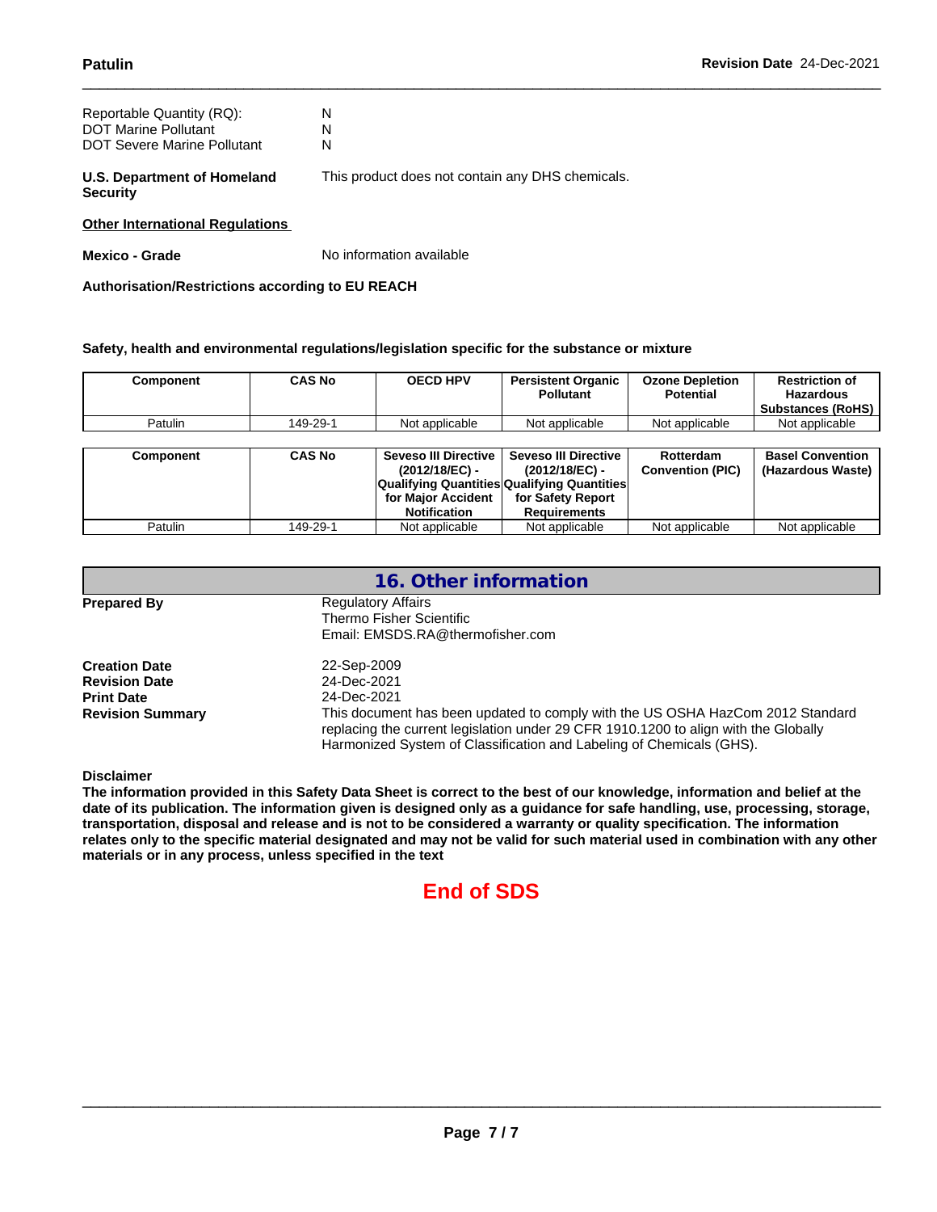Reportable Quantity (RQ): N
DOT Marine Pollutant N
DOT Severe Marine Pollutant N

**U.S. Department of Homeland Security** This product does not contain any DHS chemicals.

**Other International Regulations**

**Mexico - Grade** No information available

**Authorisation/Restrictions according to EU REACH**

**Safety, health and environmental regulations/legislation specific for the substance or mixture**

| Component | CAS No | OECD HPV | Persistent Organic Pollutant | Ozone Depletion Potential | Restriction of Hazardous Substances (RoHS) |
|---|---|---|---|---|---|
| Patulin | 149-29-1 | Not applicable | Not applicable | Not applicable | Not applicable |

| Component | CAS No | Seveso III Directive (2012/18/EC) - Qualifying Quantities for Major Accident Notification | Seveso III Directive (2012/18/EC) - Qualifying Quantities for Safety Report Requirements | Rotterdam Convention (PIC) | Basel Convention (Hazardous Waste) |
|---|---|---|---|---|---|
| Patulin | 149-29-1 | Not applicable | Not applicable | Not applicable | Not applicable |

## 16. Other information

**Prepared By** Regulatory Affairs
Thermo Fisher Scientific
Email: EMSDS.RA@thermofisher.com

**Creation Date** 22-Sep-2009
**Revision Date** 24-Dec-2021
**Print Date** 24-Dec-2021
**Revision Summary** This document has been updated to comply with the US OSHA HazCom 2012 Standard replacing the current legislation under 29 CFR 1910.1200 to align with the Globally Harmonized System of Classification and Labeling of Chemicals (GHS).

**Disclaimer**
**The information provided in this Safety Data Sheet is correct to the best of our knowledge, information and belief at the date of its publication. The information given is designed only as a guidance for safe handling, use, processing, storage, transportation, disposal and release and is not to be considered a warranty or quality specification. The information relates only to the specific material designated and may not be valid for such material used in combination with any other materials or in any process, unless specified in the text**

**End of SDS**